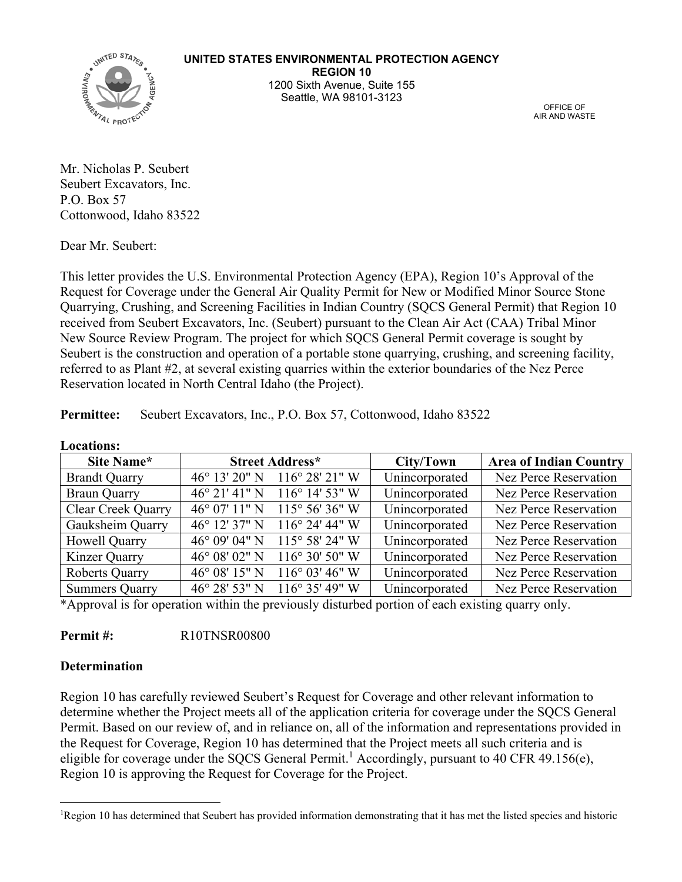**UNITED STATES ENVIRONMENTAL PROTECTION AGENCY**
**REGION 10**
1200 Sixth Avenue, Suite 155
Seattle, WA 98101-3123

OFFICE OF
AIR AND WASTE

Mr. Nicholas P. Seubert
Seubert Excavators, Inc.
P.O. Box 57
Cottonwood, Idaho 83522

Dear Mr. Seubert:

This letter provides the U.S. Environmental Protection Agency (EPA), Region 10's Approval of the Request for Coverage under the General Air Quality Permit for New or Modified Minor Source Stone Quarrying, Crushing, and Screening Facilities in Indian Country (SQCS General Permit) that Region 10 received from Seubert Excavators, Inc. (Seubert) pursuant to the Clean Air Act (CAA) Tribal Minor New Source Review Program. The project for which SQCS General Permit coverage is sought by Seubert is the construction and operation of a portable stone quarrying, crushing, and screening facility, referred to as Plant #2, at several existing quarries within the exterior boundaries of the Nez Perce Reservation located in North Central Idaho (the Project).

**Permittee:** Seubert Excavators, Inc., P.O. Box 57, Cottonwood, Idaho 83522

**Locations:**

| Site Name* | Street Address* | City/Town | Area of Indian Country |
|---|---|---|---|
| Brandt Quarry | 46° 13' 20" N 116° 28' 21" W | Unincorporated | Nez Perce Reservation |
| Braun Quarry | 46° 21' 41" N 116° 14' 53" W | Unincorporated | Nez Perce Reservation |
| Clear Creek Quarry | 46° 07' 11" N 115° 56' 36" W | Unincorporated | Nez Perce Reservation |
| Gauksheim Quarry | 46° 12' 37" N 116° 24' 44" W | Unincorporated | Nez Perce Reservation |
| Howell Quarry | 46° 09' 04" N 115° 58' 24" W | Unincorporated | Nez Perce Reservation |
| Kinzer Quarry | 46° 08' 02" N 116° 30' 50" W | Unincorporated | Nez Perce Reservation |
| Roberts Quarry | 46° 08' 15" N 116° 03' 46" W | Unincorporated | Nez Perce Reservation |
| Summers Quarry | 46° 28' 53" N 116° 35' 49" W | Unincorporated | Nez Perce Reservation |

*Approval is for operation within the previously disturbed portion of each existing quarry only.

**Permit #:** R10TNSR00800

**Determination**

Region 10 has carefully reviewed Seubert's Request for Coverage and other relevant information to determine whether the Project meets all of the application criteria for coverage under the SQCS General Permit. Based on our review of, and in reliance on, all of the information and representations provided in the Request for Coverage, Region 10 has determined that the Project meets all such criteria and is eligible for coverage under the SQCS General Permit.[1] Accordingly, pursuant to 40 CFR 49.156(e), Region 10 is approving the Request for Coverage for the Project.

[1]Region 10 has determined that Seubert has provided information demonstrating that it has met the listed species and historic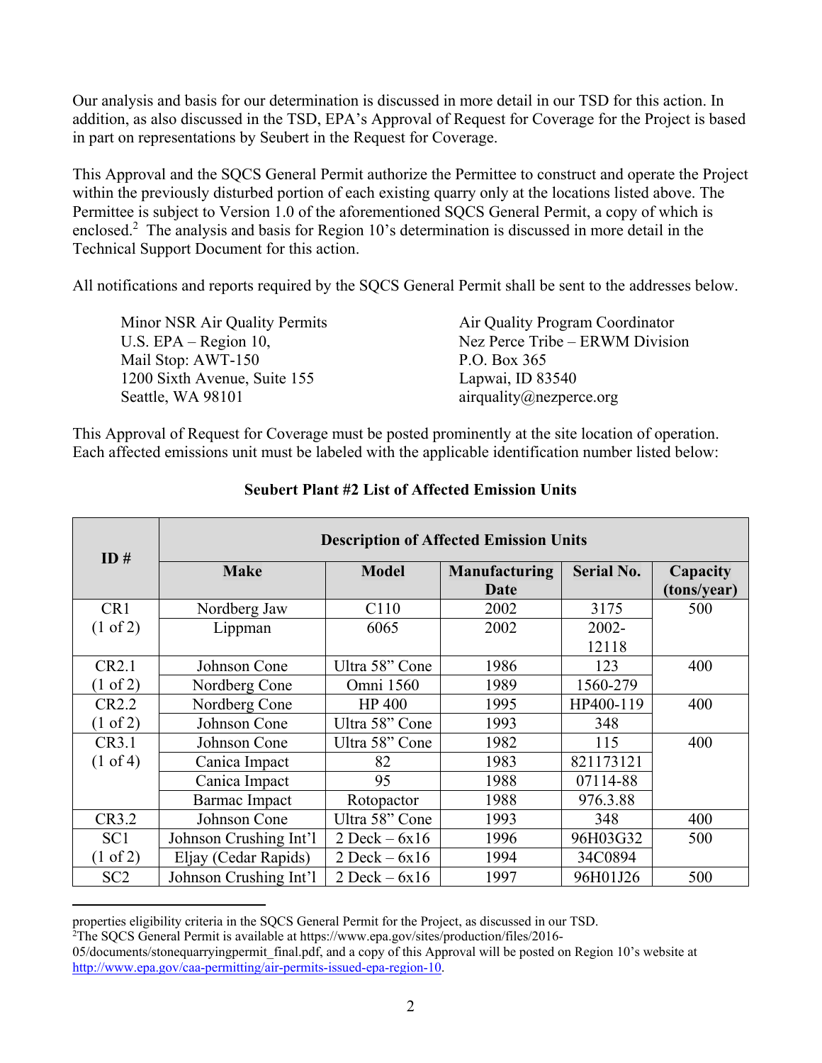Our analysis and basis for our determination is discussed in more detail in our TSD for this action. In addition, as also discussed in the TSD, EPA's Approval of Request for Coverage for the Project is based in part on representations by Seubert in the Request for Coverage.

This Approval and the SQCS General Permit authorize the Permittee to construct and operate the Project within the previously disturbed portion of each existing quarry only at the locations listed above. The Permittee is subject to Version 1.0 of the aforementioned SQCS General Permit, a copy of which is enclosed.[2] The analysis and basis for Region 10's determination is discussed in more detail in the Technical Support Document for this action.

All notifications and reports required by the SQCS General Permit shall be sent to the addresses below.

Minor NSR Air Quality Permits
U.S. EPA – Region 10,
Mail Stop: AWT-150
1200 Sixth Avenue, Suite 155
Seattle, WA 98101

Air Quality Program Coordinator
Nez Perce Tribe – ERWM Division
P.O. Box 365
Lapwai, ID 83540
airquality@nezperce.org

This Approval of Request for Coverage must be posted prominently at the site location of operation. Each affected emissions unit must be labeled with the applicable identification number listed below:

**Seubert Plant #2 List of Affected Emission Units**

| ID # | Description of Affected Emission Units | | | | |
|---|---|---|---|---|---|
| | **Make** | **Model** | **Manufacturing Date** | **Serial No.** | **Capacity (tons/year)** |
| CR1 (1 of 2) | Nordberg Jaw | C110 | 2002 | 3175 | 500 |
| | Lippman | 6065 | 2002 | 2002-12118 | |
| CR2.1 (1 of 2) | Johnson Cone | Ultra 58" Cone | 1986 | 123 | 400 |
| | Nordberg Cone | Omni 1560 | 1989 | 1560-279 | |
| CR2.2 (1 of 2) | Nordberg Cone | HP 400 | 1995 | HP400-119 | 400 |
| | Johnson Cone | Ultra 58" Cone | 1993 | 348 | |
| CR3.1 (1 of 4) | Johnson Cone | Ultra 58" Cone | 1982 | 115 | 400 |
| | Canica Impact | 82 | 1983 | 821173121 | |
| | Canica Impact | 95 | 1988 | 07114-88 | |
| | Barmac Impact | Rotopactor | 1988 | 976.3.88 | |
| CR3.2 | Johnson Cone | Ultra 58" Cone | 1993 | 348 | 400 |
| SC1 (1 of 2) | Johnson Crushing Int'l | 2 Deck – 6x16 | 1996 | 96H03G32 | 500 |
| | Eljay (Cedar Rapids) | 2 Deck – 6x16 | 1994 | 34C0894 | |
| SC2 | Johnson Crushing Int'l | 2 Deck – 6x16 | 1997 | 96H01J26 | 500 |

---

properties eligibility criteria in the SQCS General Permit for the Project, as discussed in our TSD.

[2] The SQCS General Permit is available at https://www.epa.gov/sites/production/files/2016-05/documents/stonequarryingpermit_final.pdf, and a copy of this Approval will be posted on Region 10's website at http://www.epa.gov/caa-permitting/air-permits-issued-epa-region-10.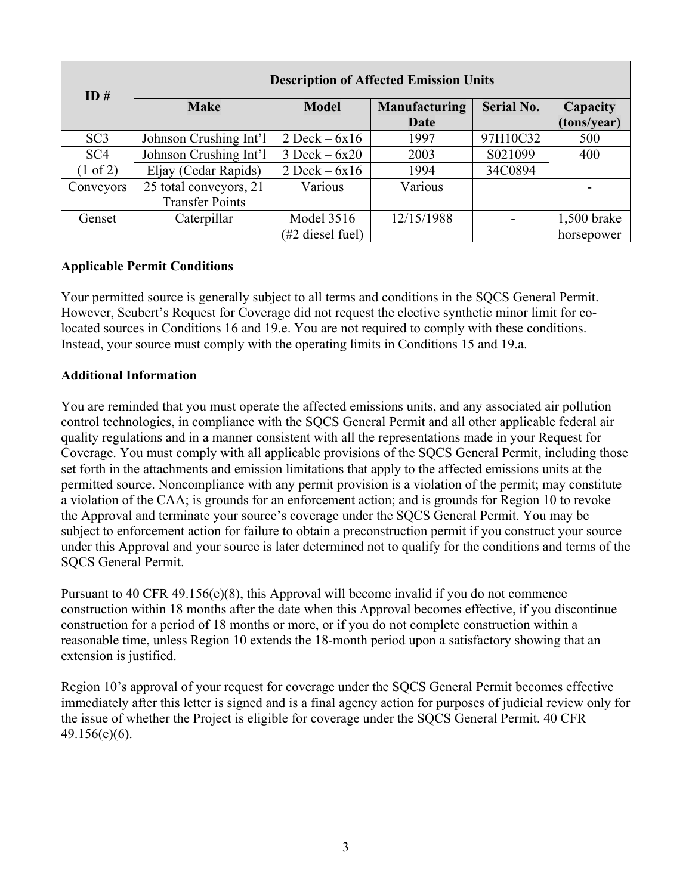| ID # | Description of Affected Emission Units | | | | |
|---|---|---|---|---|---|
| | Make | Model | Manufacturing Date | Serial No. | Capacity (tons/year) |
| SC3 | Johnson Crushing Int'l | 2 Deck – 6x16 | 1997 | 97H10C32 | 500 |
| SC4 (1 of 2) | Johnson Crushing Int'l | 3 Deck – 6x20 | 2003 | S021099 | 400 |
| | Eljay (Cedar Rapids) | 2 Deck – 6x16 | 1994 | 34C0894 | |
| Conveyors | 25 total conveyors, 21 Transfer Points | Various | Various | | - |
| Genset | Caterpillar | Model 3516 (#2 diesel fuel) | 12/15/1988 | - | 1,500 brake horsepower |

**Applicable Permit Conditions**

Your permitted source is generally subject to all terms and conditions in the SQCS General Permit. However, Seubert's Request for Coverage did not request the elective synthetic minor limit for co-located sources in Conditions 16 and 19.e. You are not required to comply with these conditions. Instead, your source must comply with the operating limits in Conditions 15 and 19.a.

**Additional Information**

You are reminded that you must operate the affected emissions units, and any associated air pollution control technologies, in compliance with the SQCS General Permit and all other applicable federal air quality regulations and in a manner consistent with all the representations made in your Request for Coverage. You must comply with all applicable provisions of the SQCS General Permit, including those set forth in the attachments and emission limitations that apply to the affected emissions units at the permitted source. Noncompliance with any permit provision is a violation of the permit; may constitute a violation of the CAA; is grounds for an enforcement action; and is grounds for Region 10 to revoke the Approval and terminate your source's coverage under the SQCS General Permit. You may be subject to enforcement action for failure to obtain a preconstruction permit if you construct your source under this Approval and your source is later determined not to qualify for the conditions and terms of the SQCS General Permit.

Pursuant to 40 CFR 49.156(e)(8), this Approval will become invalid if you do not commence construction within 18 months after the date when this Approval becomes effective, if you discontinue construction for a period of 18 months or more, or if you do not complete construction within a reasonable time, unless Region 10 extends the 18-month period upon a satisfactory showing that an extension is justified.

Region 10's approval of your request for coverage under the SQCS General Permit becomes effective immediately after this letter is signed and is a final agency action for purposes of judicial review only for the issue of whether the Project is eligible for coverage under the SQCS General Permit. 40 CFR 49.156(e)(6).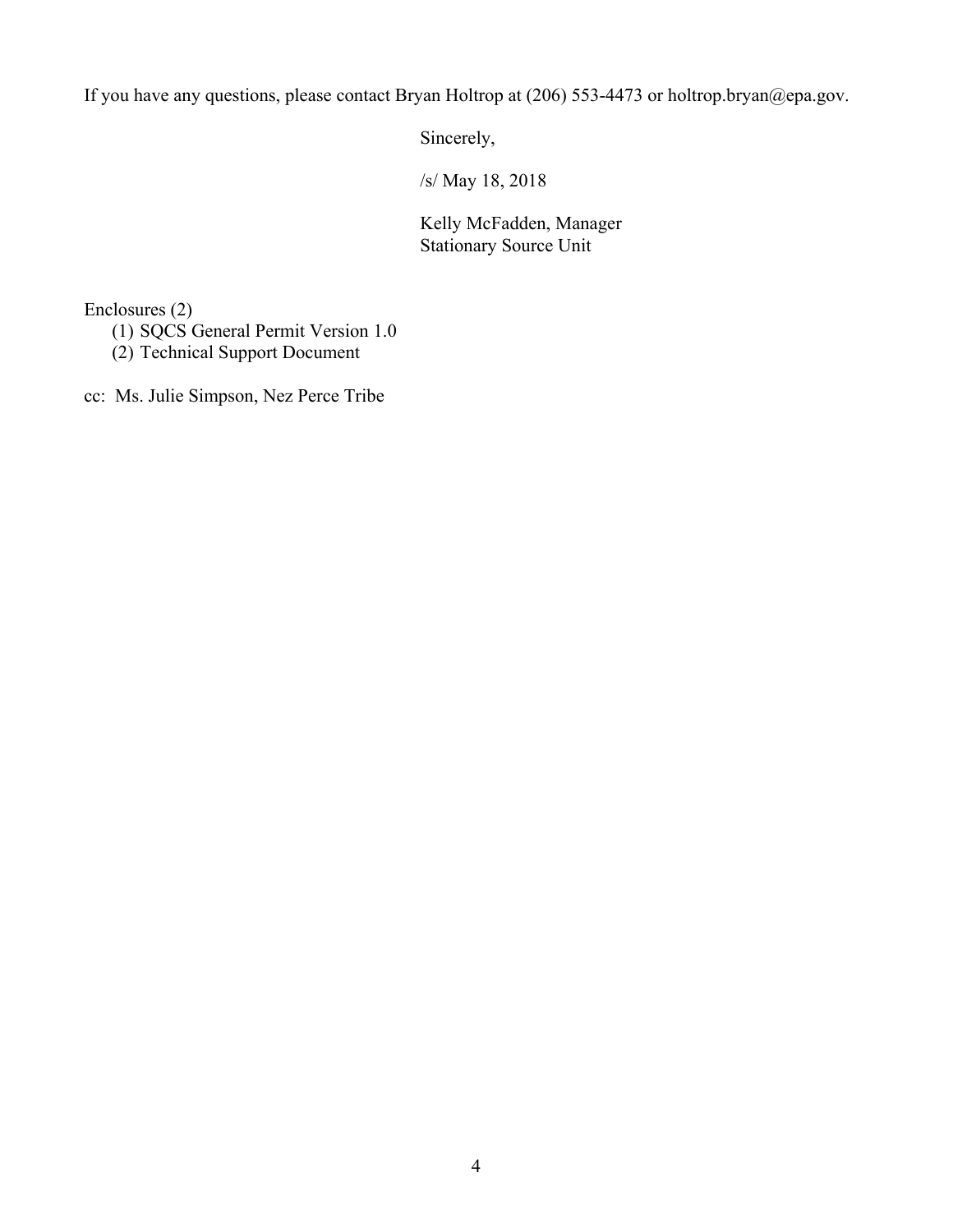If you have any questions, please contact Bryan Holtrop at (206) 553-4473 or holtrop.bryan@epa.gov.

Sincerely,

/s/ May 18, 2018

Kelly McFadden, Manager
Stationary Source Unit

Enclosures (2)

(1) SQCS General Permit Version 1.0
(2) Technical Support Document

cc: Ms. Julie Simpson, Nez Perce Tribe